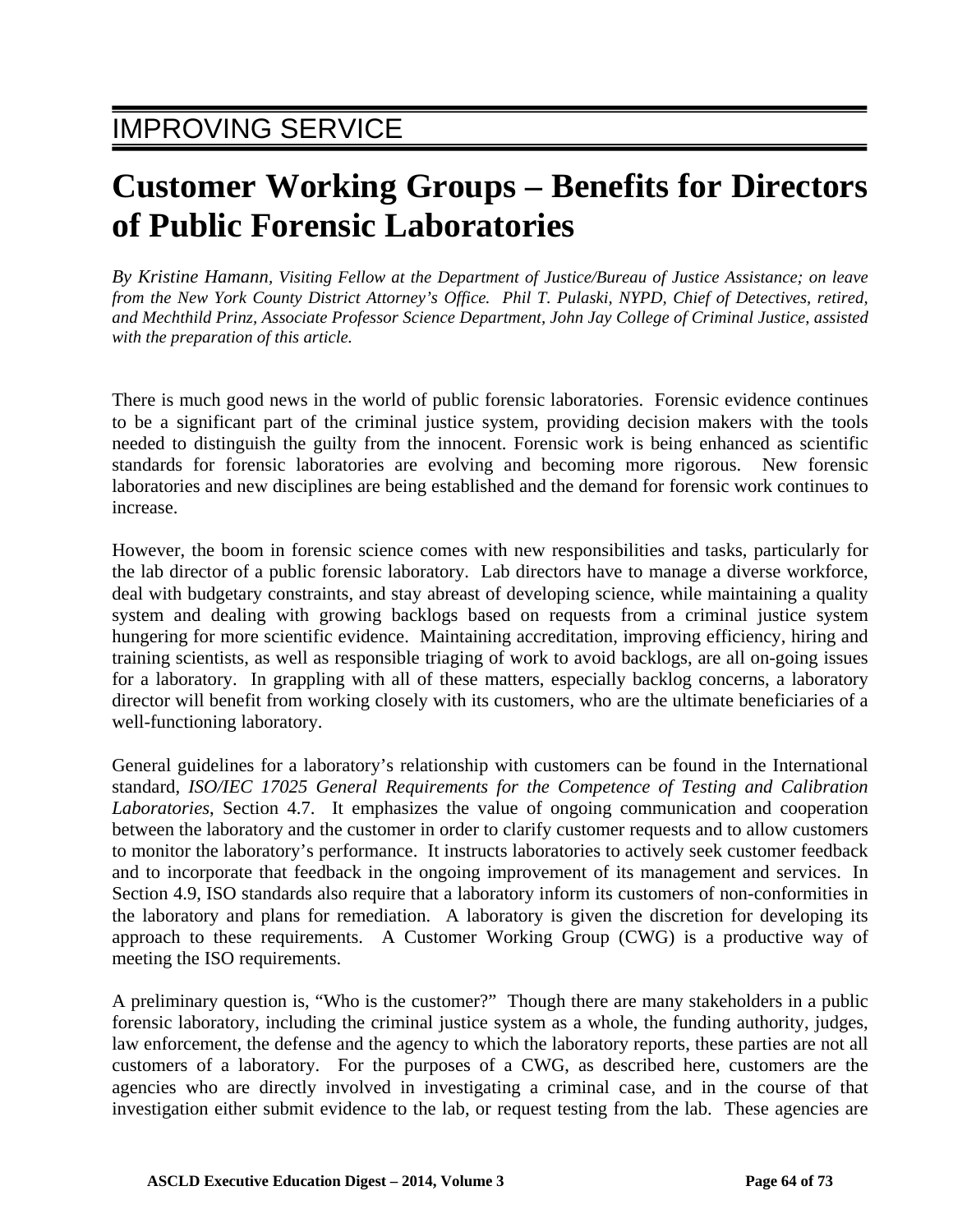## IMPROVING SERVICE

# Customer Working Groups – Benefits for Directors of Public Forensic Laboratories

*By Kristine Hamann, Visiting Fellow at the Department of Justice/Bureau of Justice Assistance; on leave from the New York County District Attorney's Office. Phil T. Pulaski, NYPD, Chief of Detectives, retired, and Mechthild Prinz, Associate Professor Science Department, John Jay College of Criminal Justice, assisted with the preparation of this article.*

There is much good news in the world of public forensic laboratories. Forensic evidence continues to be a significant part of the criminal justice system, providing decision makers with the tools needed to distinguish the guilty from the innocent. Forensic work is being enhanced as scientific standards for forensic laboratories are evolving and becoming more rigorous. New forensic laboratories and new disciplines are being established and the demand for forensic work continues to increase.

However, the boom in forensic science comes with new responsibilities and tasks, particularly for the lab director of a public forensic laboratory. Lab directors have to manage a diverse workforce, deal with budgetary constraints, and stay abreast of developing science, while maintaining a quality system and dealing with growing backlogs based on requests from a criminal justice system hungering for more scientific evidence. Maintaining accreditation, improving efficiency, hiring and training scientists, as well as responsible triaging of work to avoid backlogs, are all on-going issues for a laboratory. In grappling with all of these matters, especially backlog concerns, a laboratory director will benefit from working closely with its customers, who are the ultimate beneficiaries of a well-functioning laboratory.

General guidelines for a laboratory's relationship with customers can be found in the International standard, *ISO/IEC 17025 General Requirements for the Competence of Testing and Calibration Laboratories*, Section 4.7. It emphasizes the value of ongoing communication and cooperation between the laboratory and the customer in order to clarify customer requests and to allow customers to monitor the laboratory's performance. It instructs laboratories to actively seek customer feedback and to incorporate that feedback in the ongoing improvement of its management and services. In Section 4.9, ISO standards also require that a laboratory inform its customers of non-conformities in the laboratory and plans for remediation. A laboratory is given the discretion for developing its approach to these requirements. A Customer Working Group (CWG) is a productive way of meeting the ISO requirements.

A preliminary question is, "Who is the customer?" Though there are many stakeholders in a public forensic laboratory, including the criminal justice system as a whole, the funding authority, judges, law enforcement, the defense and the agency to which the laboratory reports, these parties are not all customers of a laboratory. For the purposes of a CWG, as described here, customers are the agencies who are directly involved in investigating a criminal case, and in the course of that investigation either submit evidence to the lab, or request testing from the lab. These agencies are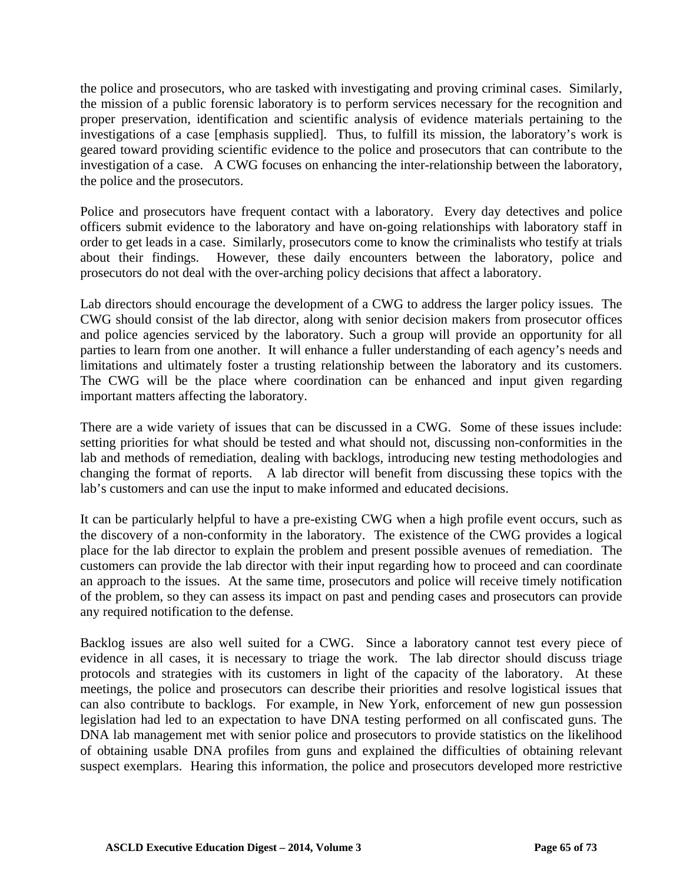the police and prosecutors, who are tasked with investigating and proving criminal cases. Similarly, the mission of a public forensic laboratory is to perform services necessary for the recognition and proper preservation, identification and scientific analysis of evidence materials pertaining to the investigations of a case [emphasis supplied]. Thus, to fulfill its mission, the laboratory's work is geared toward providing scientific evidence to the police and prosecutors that can contribute to the investigation of a case. A CWG focuses on enhancing the inter-relationship between the laboratory, the police and the prosecutors.

Police and prosecutors have frequent contact with a laboratory. Every day detectives and police officers submit evidence to the laboratory and have on-going relationships with laboratory staff in order to get leads in a case. Similarly, prosecutors come to know the criminalists who testify at trials about their findings. However, these daily encounters between the laboratory, police and prosecutors do not deal with the over-arching policy decisions that affect a laboratory.

Lab directors should encourage the development of a CWG to address the larger policy issues. The CWG should consist of the lab director, along with senior decision makers from prosecutor offices and police agencies serviced by the laboratory. Such a group will provide an opportunity for all parties to learn from one another. It will enhance a fuller understanding of each agency's needs and limitations and ultimately foster a trusting relationship between the laboratory and its customers. The CWG will be the place where coordination can be enhanced and input given regarding important matters affecting the laboratory.

There are a wide variety of issues that can be discussed in a CWG. Some of these issues include: setting priorities for what should be tested and what should not, discussing non-conformities in the lab and methods of remediation, dealing with backlogs, introducing new testing methodologies and changing the format of reports. A lab director will benefit from discussing these topics with the lab's customers and can use the input to make informed and educated decisions.

It can be particularly helpful to have a pre-existing CWG when a high profile event occurs, such as the discovery of a non-conformity in the laboratory. The existence of the CWG provides a logical place for the lab director to explain the problem and present possible avenues of remediation. The customers can provide the lab director with their input regarding how to proceed and can coordinate an approach to the issues. At the same time, prosecutors and police will receive timely notification of the problem, so they can assess its impact on past and pending cases and prosecutors can provide any required notification to the defense.

Backlog issues are also well suited for a CWG. Since a laboratory cannot test every piece of evidence in all cases, it is necessary to triage the work. The lab director should discuss triage protocols and strategies with its customers in light of the capacity of the laboratory. At these meetings, the police and prosecutors can describe their priorities and resolve logistical issues that can also contribute to backlogs. For example, in New York, enforcement of new gun possession legislation had led to an expectation to have DNA testing performed on all confiscated guns. The DNA lab management met with senior police and prosecutors to provide statistics on the likelihood of obtaining usable DNA profiles from guns and explained the difficulties of obtaining relevant suspect exemplars. Hearing this information, the police and prosecutors developed more restrictive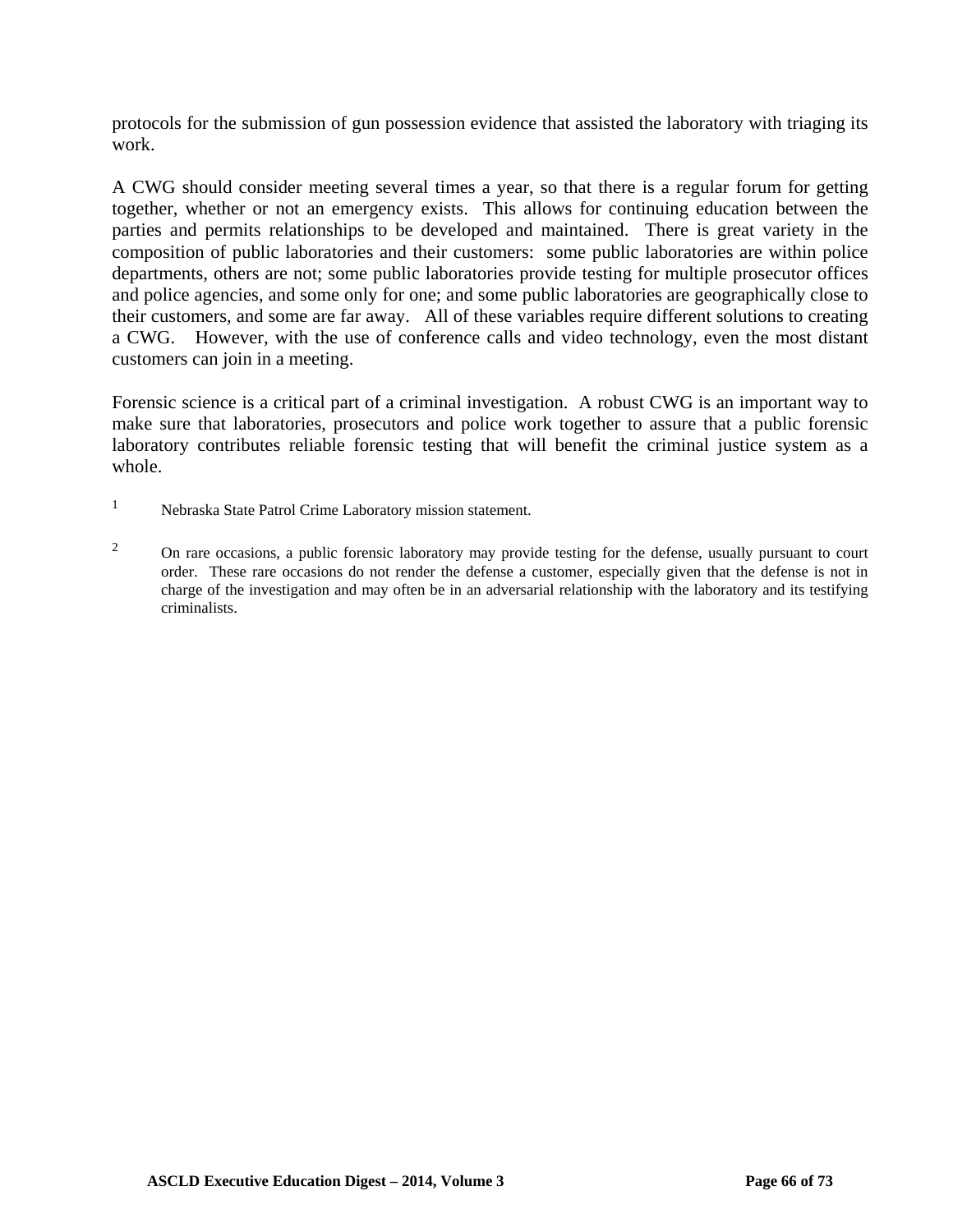protocols for the submission of gun possession evidence that assisted the laboratory with triaging its work.

A CWG should consider meeting several times a year, so that there is a regular forum for getting together, whether or not an emergency exists. This allows for continuing education between the parties and permits relationships to be developed and maintained. There is great variety in the composition of public laboratories and their customers: some public laboratories are within police departments, others are not; some public laboratories provide testing for multiple prosecutor offices and police agencies, and some only for one; and some public laboratories are geographically close to their customers, and some are far away. All of these variables require different solutions to creating a CWG. However, with the use of conference calls and video technology, even the most distant customers can join in a meeting.

Forensic science is a critical part of a criminal investigation. A robust CWG is an important way to make sure that laboratories, prosecutors and police work together to assure that a public forensic laboratory contributes reliable forensic testing that will benefit the criminal justice system as a whole.

[1] Nebraska State Patrol Crime Laboratory mission statement.

[2] On rare occasions, a public forensic laboratory may provide testing for the defense, usually pursuant to court order. These rare occasions do not render the defense a customer, especially given that the defense is not in charge of the investigation and may often be in an adversarial relationship with the laboratory and its testifying criminalists.